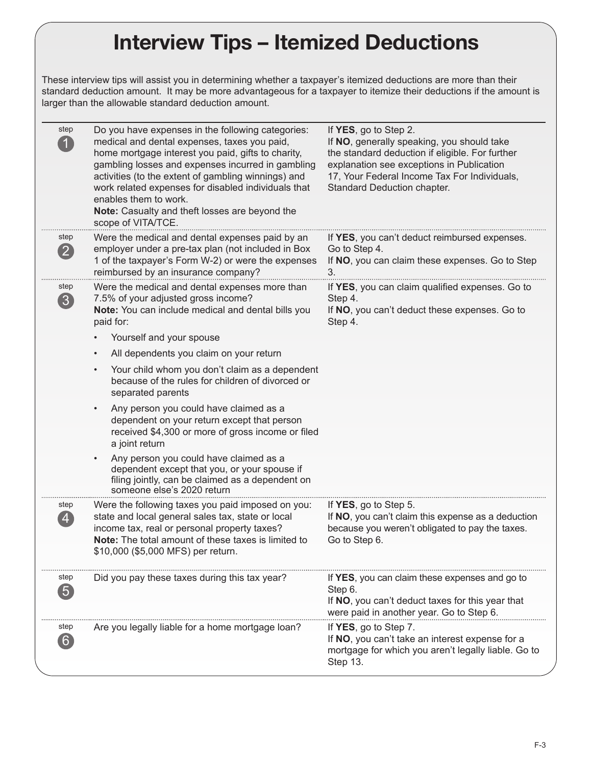# Interview Tips – Itemized Deductions

These interview tips will assist you in determining whether a taxpayer's itemized deductions are more than their standard deduction amount. It may be more advantageous for a taxpayer to itemize their deductions if the amount is larger than the allowable standard deduction amount.

| | | |
|---|---|---|
| step 1 | Do you have expenses in the following categories: medical and dental expenses, taxes you paid, home mortgage interest you paid, gifts to charity, gambling losses and expenses incurred in gambling activities (to the extent of gambling winnings) and work related expenses for disabled individuals that enables them to work.<br>**Note:** Casualty and theft losses are beyond the scope of VITA/TCE. | If **YES**, go to Step 2.<br>If **NO**, generally speaking, you should take the standard deduction if eligible. For further explanation see exceptions in Publication 17, Your Federal Income Tax For Individuals, Standard Deduction chapter. |
| step 2 | Were the medical and dental expenses paid by an employer under a pre-tax plan (not included in Box 1 of the taxpayer's Form W-2) or were the expenses reimbursed by an insurance company? | If **YES**, you can't deduct reimbursed expenses. Go to Step 4.<br>If **NO**, you can claim these expenses. Go to Step 3. |
| step 3 | Were the medical and dental expenses more than 7.5% of your adjusted gross income?<br>**Note:** You can include medical and dental bills you paid for:<br>• Yourself and your spouse<br>• All dependents you claim on your return<br>• Your child whom you don't claim as a dependent because of the rules for children of divorced or separated parents<br>• Any person you could have claimed as a dependent on your return except that person received $4,300 or more of gross income or filed a joint return<br>• Any person you could have claimed as a dependent except that you, or your spouse if filing jointly, can be claimed as a dependent on someone else's 2020 return | If **YES**, you can claim qualified expenses. Go to Step 4.<br>If **NO**, you can't deduct these expenses. Go to Step 4. |
| step 4 | Were the following taxes you paid imposed on you: state and local general sales tax, state or local income tax, real or personal property taxes?<br>**Note:** The total amount of these taxes is limited to $10,000 ($5,000 MFS) per return. | If **YES**, go to Step 5.<br>If **NO**, you can't claim this expense as a deduction because you weren't obligated to pay the taxes. Go to Step 6. |
| step 5 | Did you pay these taxes during this tax year? | If **YES**, you can claim these expenses and go to Step 6.<br>If **NO**, you can't deduct taxes for this year that were paid in another year. Go to Step 6. |
| step 6 | Are you legally liable for a home mortgage loan? | If **YES**, go to Step 7.<br>If **NO**, you can't take an interest expense for a mortgage for which you aren't legally liable. Go to Step 13. |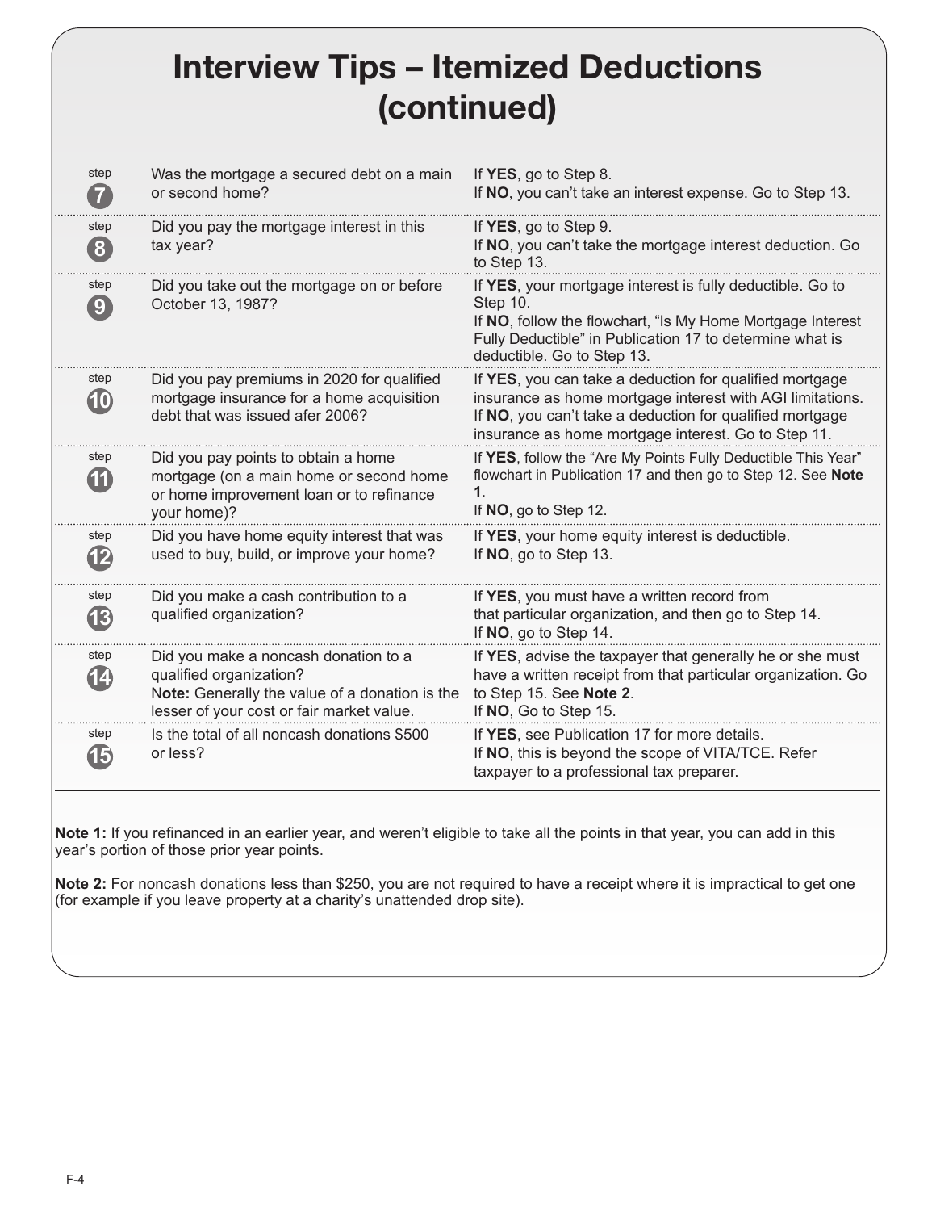# Interview Tips – Itemized Deductions (continued)

| | | |
|---|---|---|
| step 7 | Was the mortgage a secured debt on a main or second home? | If **YES**, go to Step 8.<br>If **NO**, you can't take an interest expense. Go to Step 13. |
| step 8 | Did you pay the mortgage interest in this tax year? | If **YES**, go to Step 9.<br>If **NO**, you can't take the mortgage interest deduction. Go to Step 13. |
| step 9 | Did you take out the mortgage on or before October 13, 1987? | If **YES**, your mortgage interest is fully deductible. Go to Step 10.<br>If **NO**, follow the flowchart, "Is My Home Mortgage Interest Fully Deductible" in Publication 17 to determine what is deductible. Go to Step 13. |
| step 10 | Did you pay premiums in 2020 for qualified mortgage insurance for a home acquisition debt that was issued afer 2006? | If **YES**, you can take a deduction for qualified mortgage insurance as home mortgage interest with AGI limitations.<br>If **NO**, you can't take a deduction for qualified mortgage insurance as home mortgage interest. Go to Step 11. |
| step 11 | Did you pay points to obtain a home mortgage (on a main home or second home or home improvement loan or to refinance your home)? | If **YES**, follow the "Are My Points Fully Deductible This Year" flowchart in Publication 17 and then go to Step 12. See **Note 1**.<br>If **NO**, go to Step 12. |
| step 12 | Did you have home equity interest that was used to buy, build, or improve your home? | If **YES**, your home equity interest is deductible.<br>If **NO**, go to Step 13. |
| step 13 | Did you make a cash contribution to a qualified organization? | If **YES**, you must have a written record from that particular organization, and then go to Step 14.<br>If **NO**, go to Step 14. |
| step 14 | Did you make a noncash donation to a qualified organization?<br>**Note:** Generally the value of a donation is the lesser of your cost or fair market value. | If **YES**, advise the taxpayer that generally he or she must have a written receipt from that particular organization. Go to Step 15. See **Note 2**.<br>If **NO**, Go to Step 15. |
| step 15 | Is the total of all noncash donations $500 or less? | If **YES**, see Publication 17 for more details.<br>If **NO**, this is beyond the scope of VITA/TCE. Refer taxpayer to a professional tax preparer. |

**Note 1:** If you refinanced in an earlier year, and weren't eligible to take all the points in that year, you can add in this year's portion of those prior year points.

**Note 2:** For noncash donations less than $250, you are not required to have a receipt where it is impractical to get one (for example if you leave property at a charity's unattended drop site).